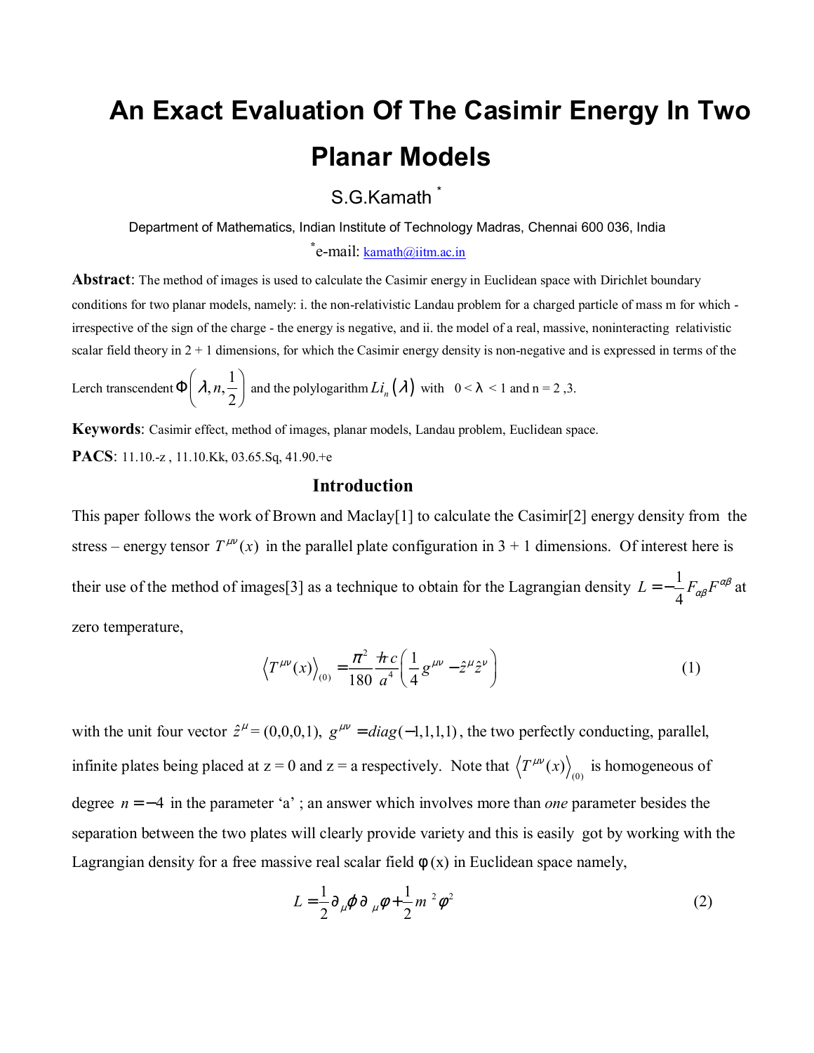# An Exact Evaluation Of The Casimir Energy In Two Planar Models

S.G.Kamath [*]

Department of Mathematics, Indian Institute of Technology Madras, Chennai 600 036, India

[*]e-mail: kamath@iitm.ac.in

**Abstract**: The method of images is used to calculate the Casimir energy in Euclidean space with Dirichlet boundary conditions for two planar models, namely: i. the non-relativistic Landau problem for a charged particle of mass m for which - irrespective of the sign of the charge - the energy is negative, and ii. the model of a real, massive, noninteracting relativistic scalar field theory in 2 + 1 dimensions, for which the Casimir energy density is non-negative and is expressed in terms of the Lerch transcendent $\Phi\left(\lambda, n, \frac{1}{2}\right)$ and the polylogarithm $Li_n(\lambda)$ with $0 < \lambda < 1$ and n = 2 ,3.

**Keywords**: Casimir effect, method of images, planar models, Landau problem, Euclidean space.

**PACS**: 11.10.-z , 11.10.Kk, 03.65.Sq, 41.90.+e

## Introduction

This paper follows the work of Brown and Maclay[1] to calculate the Casimir[2] energy density from the stress – energy tensor $T^{\mu\nu}(x)$ in the parallel plate configuration in 3 + 1 dimensions. Of interest here is their use of the method of images[3] as a technique to obtain for the Lagrangian density $L = -\frac{1}{4}F_{\alpha\beta}F^{\alpha\beta}$ at zero temperature,

$$\left\langle T^{\mu\nu}(x)\right\rangle_{(0)} = \frac{\pi^2}{180}\frac{\hbar c}{a^4}\left(\frac{1}{4}g^{\mu\nu} - \hat{z}^{\mu}\hat{z}^{\nu}\right) \tag{1}$$

with the unit four vector $\hat{z}^{\mu} = (0,0,0,1)$, $g^{\mu\nu} = diag(-1,1,1,1)$, the two perfectly conducting, parallel, infinite plates being placed at z = 0 and z = a respectively. Note that $\left\langle T^{\mu\nu}(x)\right\rangle_{(0)}$ is homogeneous of degree $n = -4$ in the parameter 'a' ; an answer which involves more than *one* parameter besides the separation between the two plates will clearly provide variety and this is easily got by working with the Lagrangian density for a free massive real scalar field $\phi(x)$ in Euclidean space namely,

$$L = \frac{1}{2}\partial_{\mu}\phi\,\partial_{\mu}\varphi + \frac{1}{2}m^2\varphi^2 \tag{2}$$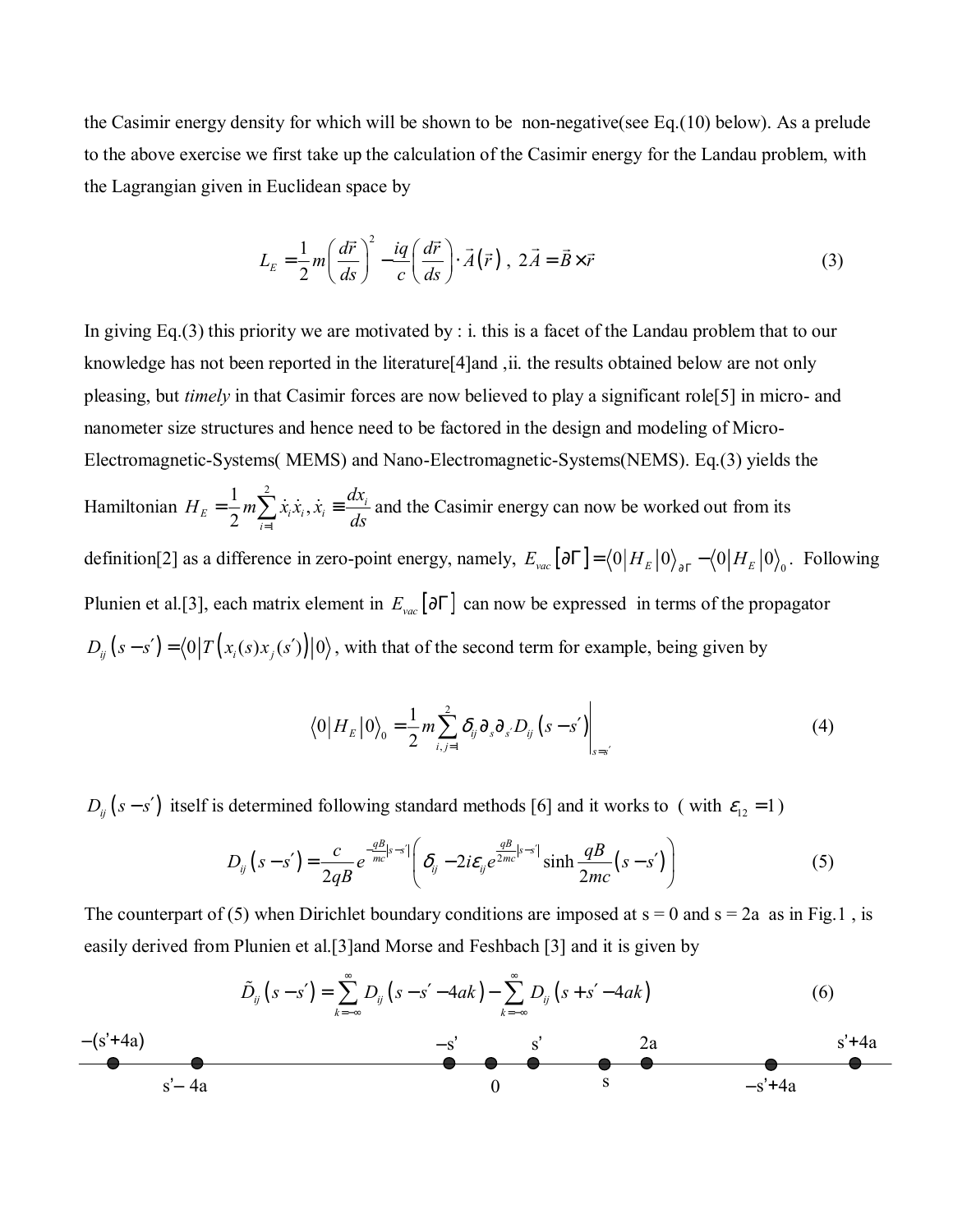the Casimir energy density for which will be shown to be non-negative(see Eq.(10) below). As a prelude to the above exercise we first take up the calculation of the Casimir energy for the Landau problem, with the Lagrangian given in Euclidean space by

$$L_E = \frac{1}{2}m\left(\frac{d\vec{r}}{ds}\right)^2 - \frac{iq}{c}\left(\frac{d\vec{r}}{ds}\right)\cdot\vec{A}\left(\vec{r}\right),\ 2\vec{A} = \vec{B}\times\vec{r} \tag{3}$$

In giving Eq.(3) this priority we are motivated by : i. this is a facet of the Landau problem that to our knowledge has not been reported in the literature[4]and ,ii. the results obtained below are not only pleasing, but *timely* in that Casimir forces are now believed to play a significant role[5] in micro- and nanometer size structures and hence need to be factored in the design and modeling of Micro-Electromagnetic-Systems( MEMS) and Nano-Electromagnetic-Systems(NEMS). Eq.(3) yields the Hamiltonian $H_E = \frac{1}{2}m\sum_{i=1}^{2}\dot{x}_i\dot{x}_i,\ \dot{x}_i \equiv \frac{dx_i}{ds}$ and the Casimir energy can now be worked out from its definition[2] as a difference in zero-point energy, namely, $E_{vac}\left[\partial\Gamma\right] = \langle 0|H_E|0\rangle_{\partial\Gamma} - \langle 0|H_E|0\rangle_0$. Following Plunien et al.[3], each matrix element in $E_{vac}\left[\partial\Gamma\right]$ can now be expressed in terms of the propagator $D_{ij}\left(s-s'\right) = \langle 0|T\left(x_i(s)x_j(s')\right)|0\rangle$, with that of the second term for example, being given by

$$\langle 0|H_E|0\rangle_0 = \frac{1}{2}m\sum_{i,j=1}^{2}\delta_{ij}\partial_s\partial_{s'}D_{ij}\left(s-s'\right)\Big|_{s=s'} \tag{4}$$

$D_{ij}\left(s-s'\right)$ itself is determined following standard methods [6] and it works to ( with $\varepsilon_{12} = 1$)

$$D_{ij}\left(s-s'\right) = \frac{c}{2qB}e^{-\frac{qB}{mc}|s-s'|}\left(\delta_{ij} - 2i\varepsilon_{ij}e^{\frac{qB}{2mc}|s-s'|}\sinh\frac{qB}{2mc}\left(s-s'\right)\right) \tag{5}$$

The counterpart of (5) when Dirichlet boundary conditions are imposed at s = 0 and s = 2a as in Fig.1 , is easily derived from Plunien et al.[3]and Morse and Feshbach [3] and it is given by

$$\tilde{D}_{ij}\left(s-s'\right) = \sum_{k=-\infty}^{\infty}D_{ij}\left(s-s'-4ak\right) - \sum_{k=-\infty}^{\infty}D_{ij}\left(s+s'-4ak\right) \tag{6}$$

$-(s'+4a)$ $s'-4a$ $-s'$ $0$ $s'$ $s$ $2a$ $-s'+4a$ $s'+4a$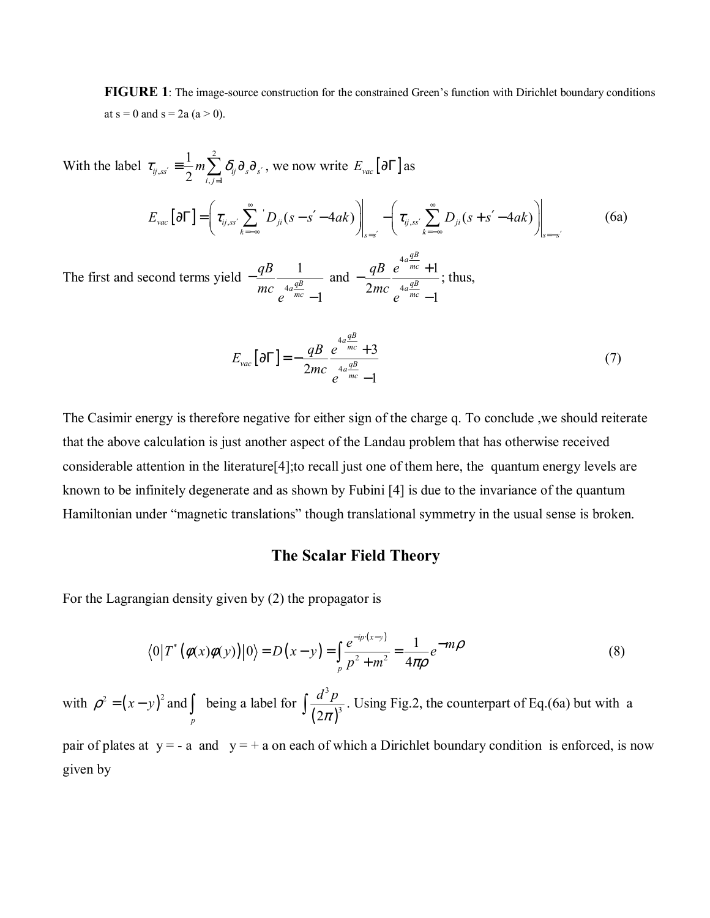**FIGURE 1**: The image-source construction for the constrained Green's function with Dirichlet boundary conditions at s = 0 and s = 2a (a > 0).

With the label $\tau_{ij,ss'} \equiv \frac{1}{2} m \sum_{i,j=1}^{2} \delta_{ij} \partial_s \partial_{s'}$, we now write $E_{vac}\left[\partial\Gamma\right]$ as

$$E_{vac}\left[\partial\Gamma\right] = \left( \tau_{ij,ss'} \sum_{k=-\infty}^{\infty}{}' D_{ji}(s - s' - 4ak) \right)\Bigg|_{s=s'} - \left( \tau_{ij,ss'} \sum_{k=-\infty}^{\infty} D_{ji}(s + s' - 4ak) \right)\Bigg|_{s=-s'} \tag{6a}$$

The first and second terms yield $-\frac{qB}{mc}\frac{1}{e^{4a\frac{qB}{mc}}-1}$ and $-\frac{qB}{2mc}\frac{e^{4a\frac{qB}{mc}}+1}{e^{4a\frac{qB}{mc}}-1}$; thus,

$$E_{vac}\left[\partial\Gamma\right] = -\frac{qB}{2mc}\frac{e^{4a\frac{qB}{mc}}+3}{e^{4a\frac{qB}{mc}}-1} \tag{7}$$

The Casimir energy is therefore negative for either sign of the charge q. To conclude ,we should reiterate that the above calculation is just another aspect of the Landau problem that has otherwise received considerable attention in the literature[4];to recall just one of them here, the quantum energy levels are known to be infinitely degenerate and as shown by Fubini [4] is due to the invariance of the quantum Hamiltonian under "magnetic translations" though translational symmetry in the usual sense is broken.

## The Scalar Field Theory

For the Lagrangian density given by (2) the propagator is

$$\left\langle 0 \middle| T^*\left(\varphi(x)\varphi(y)\right) \middle| 0 \right\rangle = D\left(x-y\right) = \int_p \frac{e^{-ip\cdot(x-y)}}{p^2+m^2} = \frac{1}{4\pi\rho}e^{-m\rho} \tag{8}$$

with $\rho^2 = \left(x-y\right)^2$ and $\int_p$ being a label for $\int \frac{d^3p}{\left(2\pi\right)^3}$. Using Fig.2, the counterpart of Eq.(6a) but with a pair of plates at y = - a and y = + a on each of which a Dirichlet boundary condition is enforced, is now given by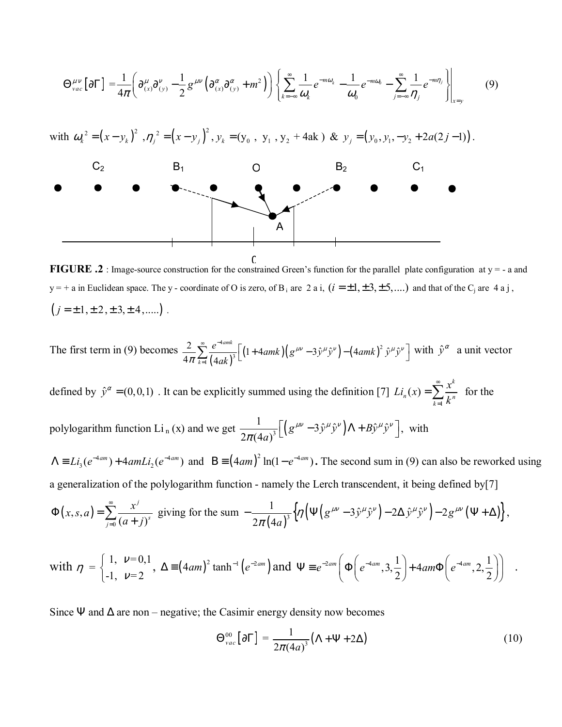$$\Theta^{\mu\nu}_{vac}\left[\partial\Gamma\right] = \frac{1}{4\pi}\left(\partial^{\mu}_{(x)}\partial^{\nu}_{(y)} - \frac{1}{2}g^{\mu\nu}\left(\partial^{\alpha}_{(x)}\partial^{\alpha}_{(y)} + m^2\right)\right)\left\{\sum_{k=-\infty}^{\infty}\frac{1}{\omega_k}e^{-m\omega_k} - \frac{1}{\omega_0}e^{-m\omega_0} - \sum_{j=-\infty}^{\infty}\frac{1}{\eta_j}e^{-m\eta_j}\right\}\Bigg|_{x=y} \tag{9}$$

with $\omega_k^2 = (x - y_k)^2$ , $\eta_j^2 = (x - y_j)^2$ , $y_k = (y_0 , \ y_1 , y_2 + 4ak)$ & $y_j = (y_0, y_1, -y_2 + 2a(2j-1))$.

**FIGURE .2** : Image-source construction for the constrained Green's function for the parallel plate configuration at y = - a and y = + a in Euclidean space. The y - coordinate of O is zero, of B$_i$ are 2 a i, $(i = \pm 1, \pm 3, \pm 5, ....)$ and that of the C$_j$ are 4 a j , $(j = \pm 1, \pm 2, \pm 3, \pm 4, .....)$ .

The first term in (9) becomes $\frac{2}{4\pi}\sum_{k=1}^{\infty}\frac{e^{-4amk}}{(4ak)^3}\left[(1+4amk)\left(g^{\mu\nu} - 3\hat{y}^{\mu}\hat{y}^{\nu}\right) - (4amk)^2\,\hat{y}^{\mu}\hat{y}^{\nu}\right]$ with $\hat{y}^{\alpha}$ a unit vector defined by $\hat{y}^{\alpha} = (0,0,1)$ . It can be explicitly summed using the definition [7] $Li_n(x) = \sum_{k=1}^{\infty}\frac{x^k}{k^n}$ for the polylogarithm function Li$_n$ (x) and we get $\frac{1}{2\pi(4a)^3}\left[\left(g^{\mu\nu} - 3\hat{y}^{\mu}\hat{y}^{\nu}\right)\Lambda + B\hat{y}^{\mu}\hat{y}^{\nu}\right]$, with

$\Lambda \equiv Li_3(e^{-4am}) + 4amLi_2(e^{-4am})$ and $\mathrm{B} \equiv (4am)^2\ln(1 - e^{-4am})$. The second sum in (9) can also be reworked using a generalization of the polylogarithm function - namely the Lerch transcendent, it being defined by[7] $\Phi(x,s,a) = \sum_{j=0}^{\infty}\frac{x^j}{(a+j)^s}$ giving for the sum $-\frac{1}{2\pi(4a)^3}\left\{\eta\left(\Psi\left(g^{\mu\nu} - 3\hat{y}^{\mu}\hat{y}^{\nu}\right) - 2\Delta\,\hat{y}^{\mu}\hat{y}^{\nu}\right) - 2g^{\mu\nu}\left(\Psi + \Delta\right)\right\}$,

with $\eta = \begin{cases} 1, & \nu = 0,1 \\ -1, & \nu = 2 \end{cases}$, $\Delta \equiv (4am)^2\tanh^{-1}\left(e^{-2am}\right)$ and $\Psi \equiv e^{-2am}\left(\Phi\left(e^{-4am}, 3, \frac{1}{2}\right) + 4am\Phi\left(e^{-4am}, 2, \frac{1}{2}\right)\right)$ .

Since $\Psi$ and $\Delta$ are non – negative; the Casimir energy density now becomes

$$\Theta^{00}_{vac}\left[\partial\Gamma\right] = \frac{1}{2\pi(4a)^3}\left(\Lambda + \Psi + 2\Delta\right) \tag{10}$$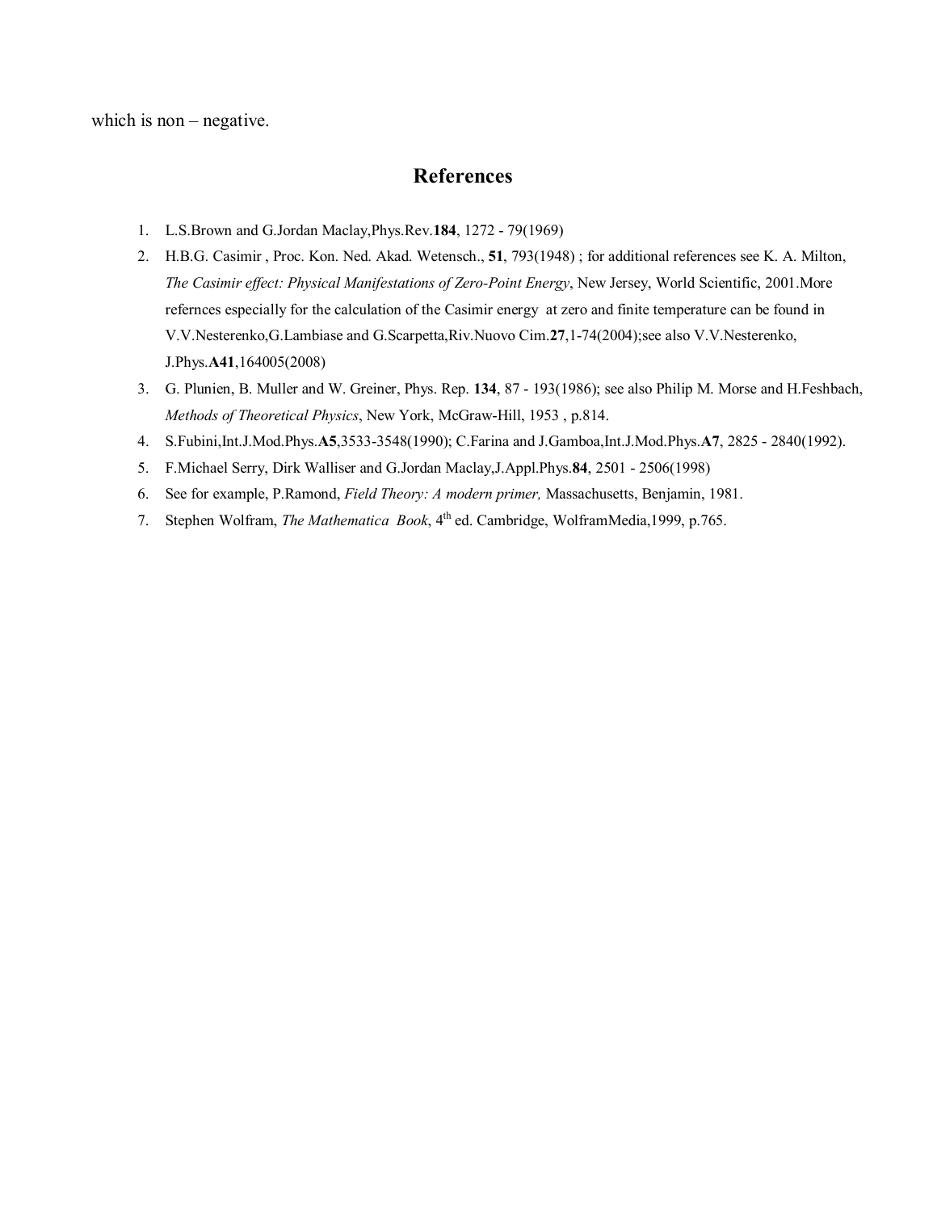which is non – negative.

## References

1. L.S.Brown and G.Jordan Maclay,Phys.Rev.**184**, 1272 - 79(1969)
2. H.B.G. Casimir , Proc. Kon. Ned. Akad. Wetensch., **51**, 793(1948) ; for additional references see K. A. Milton, *The Casimir effect: Physical Manifestations of Zero-Point Energy*, New Jersey, World Scientific, 2001.More refernces especially for the calculation of the Casimir energy at zero and finite temperature can be found in V.V.Nesterenko,G.Lambiase and G.Scarpetta,Riv.Nuovo Cim.**27**,1-74(2004);see also V.V.Nesterenko, J.Phys.**A41**,164005(2008)
3. G. Plunien, B. Muller and W. Greiner, Phys. Rep. **134**, 87 - 193(1986); see also Philip M. Morse and H.Feshbach, *Methods of Theoretical Physics*, New York, McGraw-Hill, 1953 , p.814.
4. S.Fubini,Int.J.Mod.Phys.**A5**,3533-3548(1990); C.Farina and J.Gamboa,Int.J.Mod.Phys.**A7**, 2825 - 2840(1992).
5. F.Michael Serry, Dirk Walliser and G.Jordan Maclay,J.Appl.Phys.**84**, 2501 - 2506(1998)
6. See for example, P.Ramond, *Field Theory: A modern primer,* Massachusetts, Benjamin, 1981.
7. Stephen Wolfram, *The Mathematica Book*, 4th ed. Cambridge, WolframMedia,1999, p.765.